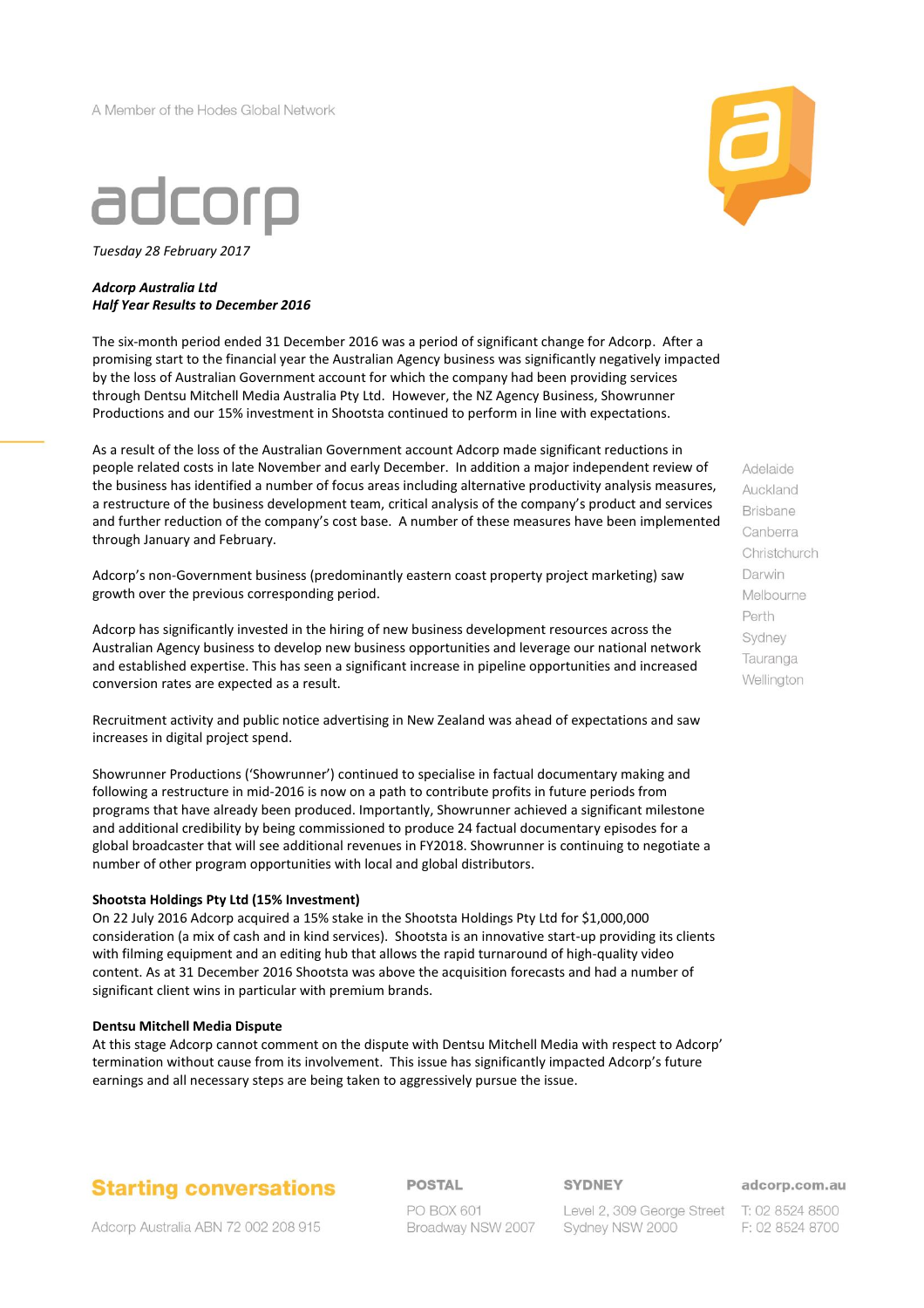A Member of the Hodes Global Network

adcorp

*Tuesday 28 February 2017*

***Adcorp Australia Ltd***
***Half Year Results to December 2016***

The six-month period ended 31 December 2016 was a period of significant change for Adcorp. After a promising start to the financial year the Australian Agency business was significantly negatively impacted by the loss of Australian Government account for which the company had been providing services through Dentsu Mitchell Media Australia Pty Ltd. However, the NZ Agency Business, Showrunner Productions and our 15% investment in Shootsta continued to perform in line with expectations.

As a result of the loss of the Australian Government account Adcorp made significant reductions in people related costs in late November and early December. In addition a major independent review of the business has identified a number of focus areas including alternative productivity analysis measures, a restructure of the business development team, critical analysis of the company's product and services and further reduction of the company's cost base. A number of these measures have been implemented through January and February.

Adcorp's non-Government business (predominantly eastern coast property project marketing) saw growth over the previous corresponding period.

Adcorp has significantly invested in the hiring of new business development resources across the Australian Agency business to develop new business opportunities and leverage our national network and established expertise. This has seen a significant increase in pipeline opportunities and increased conversion rates are expected as a result.

Recruitment activity and public notice advertising in New Zealand was ahead of expectations and saw increases in digital project spend.

Showrunner Productions ('Showrunner') continued to specialise in factual documentary making and following a restructure in mid-2016 is now on a path to contribute profits in future periods from programs that have already been produced. Importantly, Showrunner achieved a significant milestone and additional credibility by being commissioned to produce 24 factual documentary episodes for a global broadcaster that will see additional revenues in FY2018. Showrunner is continuing to negotiate a number of other program opportunities with local and global distributors.

**Shootsta Holdings Pty Ltd (15% Investment)**

On 22 July 2016 Adcorp acquired a 15% stake in the Shootsta Holdings Pty Ltd for $1,000,000 consideration (a mix of cash and in kind services). Shootsta is an innovative start-up providing its clients with filming equipment and an editing hub that allows the rapid turnaround of high-quality video content. As at 31 December 2016 Shootsta was above the acquisition forecasts and had a number of significant client wins in particular with premium brands.

**Dentsu Mitchell Media Dispute**

At this stage Adcorp cannot comment on the dispute with Dentsu Mitchell Media with respect to Adcorp' termination without cause from its involvement. This issue has significantly impacted Adcorp's future earnings and all necessary steps are being taken to aggressively pursue the issue.

Adelaide
Auckland
Brisbane
Canberra
Christchurch
Darwin
Melbourne
Perth
Sydney
Tauranga
Wellington

**Starting conversations**

Adcorp Australia ABN 72 002 208 915

**POSTAL**
PO BOX 601
Broadway NSW 2007

**SYDNEY**
Level 2, 309 George Street
Sydney NSW 2000

**adcorp.com.au**
T: 02 8524 8500
F: 02 8524 8700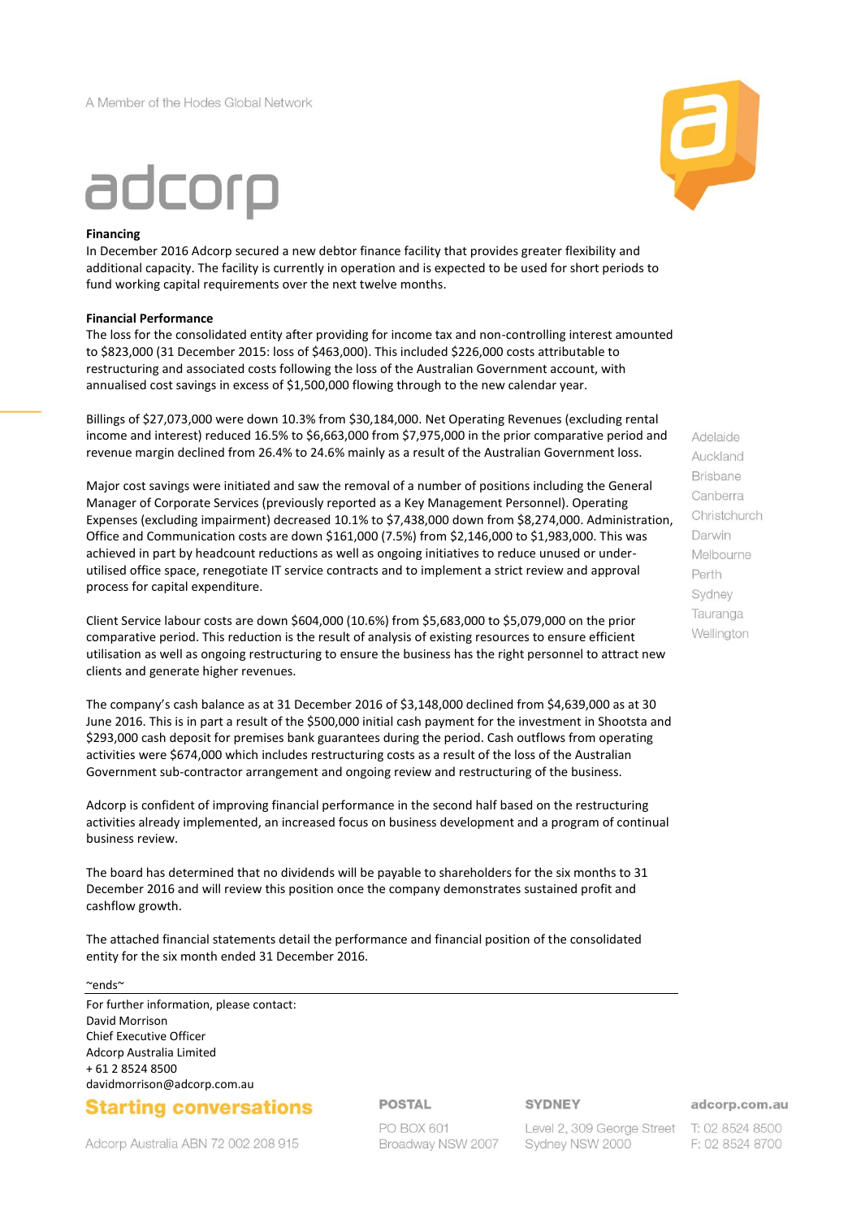### Financing

In December 2016 Adcorp secured a new debtor finance facility that provides greater flexibility and additional capacity. The facility is currently in operation and is expected to be used for short periods to fund working capital requirements over the next twelve months.

### Financial Performance

The loss for the consolidated entity after providing for income tax and non-controlling interest amounted to $823,000 (31 December 2015: loss of $463,000). This included $226,000 costs attributable to restructuring and associated costs following the loss of the Australian Government account, with annualised cost savings in excess of $1,500,000 flowing through to the new calendar year.

Billings of $27,073,000 were down 10.3% from $30,184,000. Net Operating Revenues (excluding rental income and interest) reduced 16.5% to $6,663,000 from $7,975,000 in the prior comparative period and revenue margin declined from 26.4% to 24.6% mainly as a result of the Australian Government loss.

Major cost savings were initiated and saw the removal of a number of positions including the General Manager of Corporate Services (previously reported as a Key Management Personnel). Operating Expenses (excluding impairment) decreased 10.1% to $7,438,000 down from $8,274,000. Administration, Office and Communication costs are down $161,000 (7.5%) from $2,146,000 to $1,983,000. This was achieved in part by headcount reductions as well as ongoing initiatives to reduce unused or under-utilised office space, renegotiate IT service contracts and to implement a strict review and approval process for capital expenditure.

Client Service labour costs are down $604,000 (10.6%) from $5,683,000 to $5,079,000 on the prior comparative period. This reduction is the result of analysis of existing resources to ensure efficient utilisation as well as ongoing restructuring to ensure the business has the right personnel to attract new clients and generate higher revenues.

The company's cash balance as at 31 December 2016 of $3,148,000 declined from $4,639,000 as at 30 June 2016. This is in part a result of the $500,000 initial cash payment for the investment in Shootsta and $293,000 cash deposit for premises bank guarantees during the period. Cash outflows from operating activities were $674,000 which includes restructuring costs as a result of the loss of the Australian Government sub-contractor arrangement and ongoing review and restructuring of the business.

Adcorp is confident of improving financial performance in the second half based on the restructuring activities already implemented, an increased focus on business development and a program of continual business review.

The board has determined that no dividends will be payable to shareholders for the six months to 31 December 2016 and will review this position once the company demonstrates sustained profit and cashflow growth.

The attached financial statements detail the performance and financial position of the consolidated entity for the six month ended 31 December 2016.

~ends~

For further information, please contact:
David Morrison
Chief Executive Officer
Adcorp Australia Limited
+ 61 2 8524 8500
davidmorrison@adcorp.com.au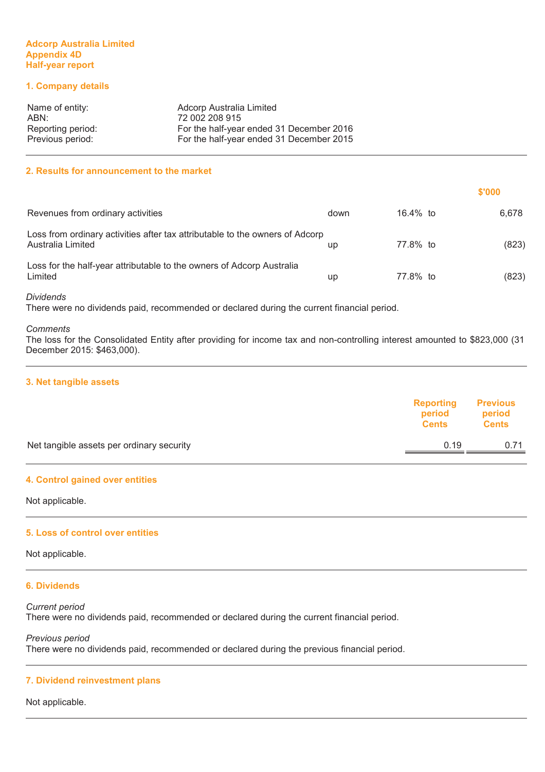**Adcorp Australia Limited**
**Appendix 4D**
**Half-year report**

## 1. Company details

| | |
|---|---|
| Name of entity: | Adcorp Australia Limited |
| ABN: | 72 002 208 915 |
| Reporting period: | For the half-year ended 31 December 2016 |
| Previous period: | For the half-year ended 31 December 2015 |

## 2. Results for announcement to the market

| | | | | $'000 |
|---|---|---|---|---|
| Revenues from ordinary activities | down | 16.4% | to | 6,678 |
| Loss from ordinary activities after tax attributable to the owners of Adcorp Australia Limited | up | 77.8% | to | (823) |
| Loss for the half-year attributable to the owners of Adcorp Australia Limited | up | 77.8% | to | (823) |

*Dividends*
There were no dividends paid, recommended or declared during the current financial period.

*Comments*
The loss for the Consolidated Entity after providing for income tax and non-controlling interest amounted to $823,000 (31 December 2015: $463,000).

## 3. Net tangible assets

| | Reporting period Cents | Previous period Cents |
|---|---|---|
| Net tangible assets per ordinary security | 0.19 | 0.71 |

## 4. Control gained over entities

Not applicable.

## 5. Loss of control over entities

Not applicable.

## 6. Dividends

*Current period*
There were no dividends paid, recommended or declared during the current financial period.

*Previous period*
There were no dividends paid, recommended or declared during the previous financial period.

## 7. Dividend reinvestment plans

Not applicable.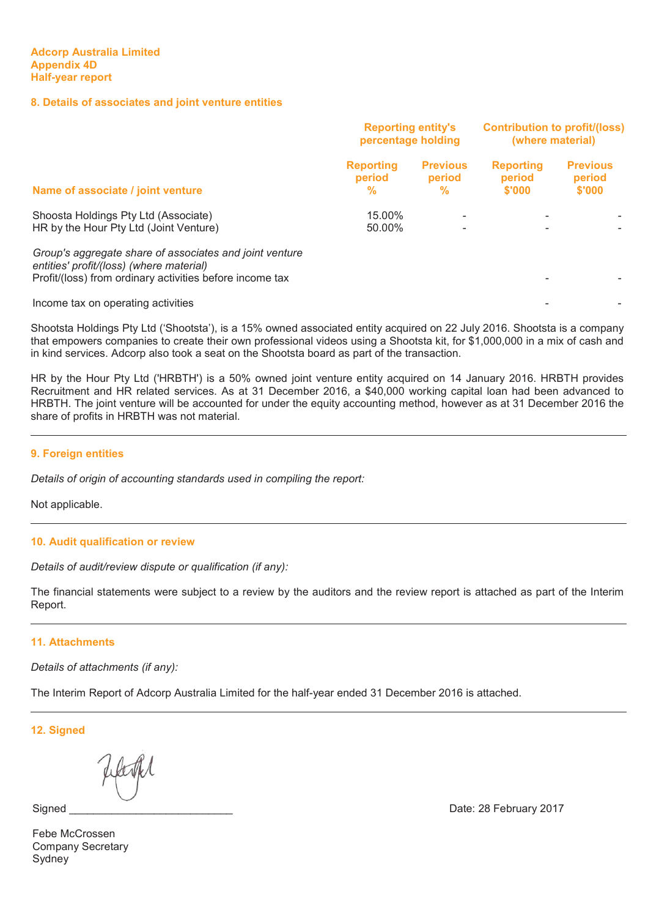**Adcorp Australia Limited**
**Appendix 4D**
**Half-year report**

## 8. Details of associates and joint venture entities

| Name of associate / joint venture | Reporting entity's percentage holding | | Contribution to profit/(loss) (where material) | |
|---|---|---|---|---|
| | Reporting period % | Previous period % | Reporting period $'000 | Previous period $'000 |
| Shoosta Holdings Pty Ltd (Associate) | 15.00% | - | - | - |
| HR by the Hour Pty Ltd (Joint Venture) | 50.00% | - | - | - |
| *Group's aggregate share of associates and joint venture entities' profit/(loss) (where material)* | | | | |
| Profit/(loss) from ordinary activities before income tax | | | - | - |
| Income tax on operating activities | | | - | - |

Shoosta Holdings Pty Ltd ('Shootsta'), is a 15% owned associated entity acquired on 22 July 2016. Shootsta is a company that empowers companies to create their own professional videos using a Shootsta kit, for $1,000,000 in a mix of cash and in kind services. Adcorp also took a seat on the Shootsta board as part of the transaction.

HR by the Hour Pty Ltd ('HRBTH') is a 50% owned joint venture entity acquired on 14 January 2016. HRBTH provides Recruitment and HR related services. As at 31 December 2016, a $40,000 working capital loan had been advanced to HRBTH. The joint venture will be accounted for under the equity accounting method, however as at 31 December 2016 the share of profits in HRBTH was not material.

## 9. Foreign entities

*Details of origin of accounting standards used in compiling the report:*

Not applicable.

## 10. Audit qualification or review

*Details of audit/review dispute or qualification (if any):*

The financial statements were subject to a review by the auditors and the review report is attached as part of the Interim Report.

## 11. Attachments

*Details of attachments (if any):*

The Interim Report of Adcorp Australia Limited for the half-year ended 31 December 2016 is attached.

## 12. Signed

Signed ___________________________

Date: 28 February 2017

Febe McCrossen
Company Secretary
Sydney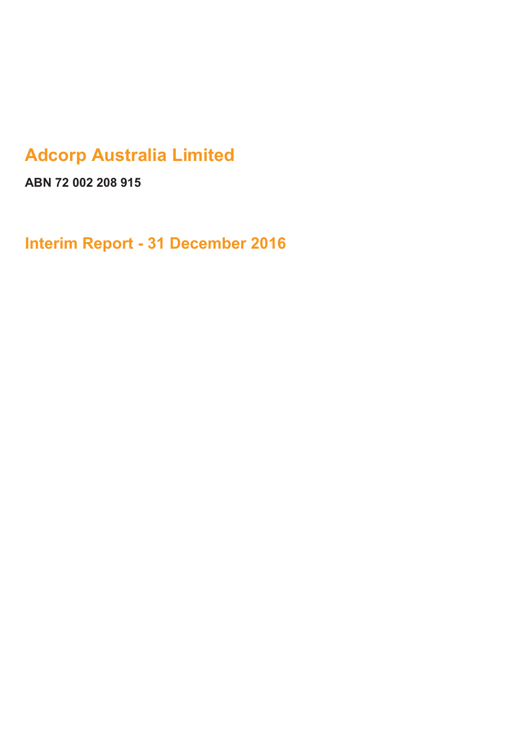# Adcorp Australia Limited

**ABN 72 002 208 915**

# Interim Report - 31 December 2016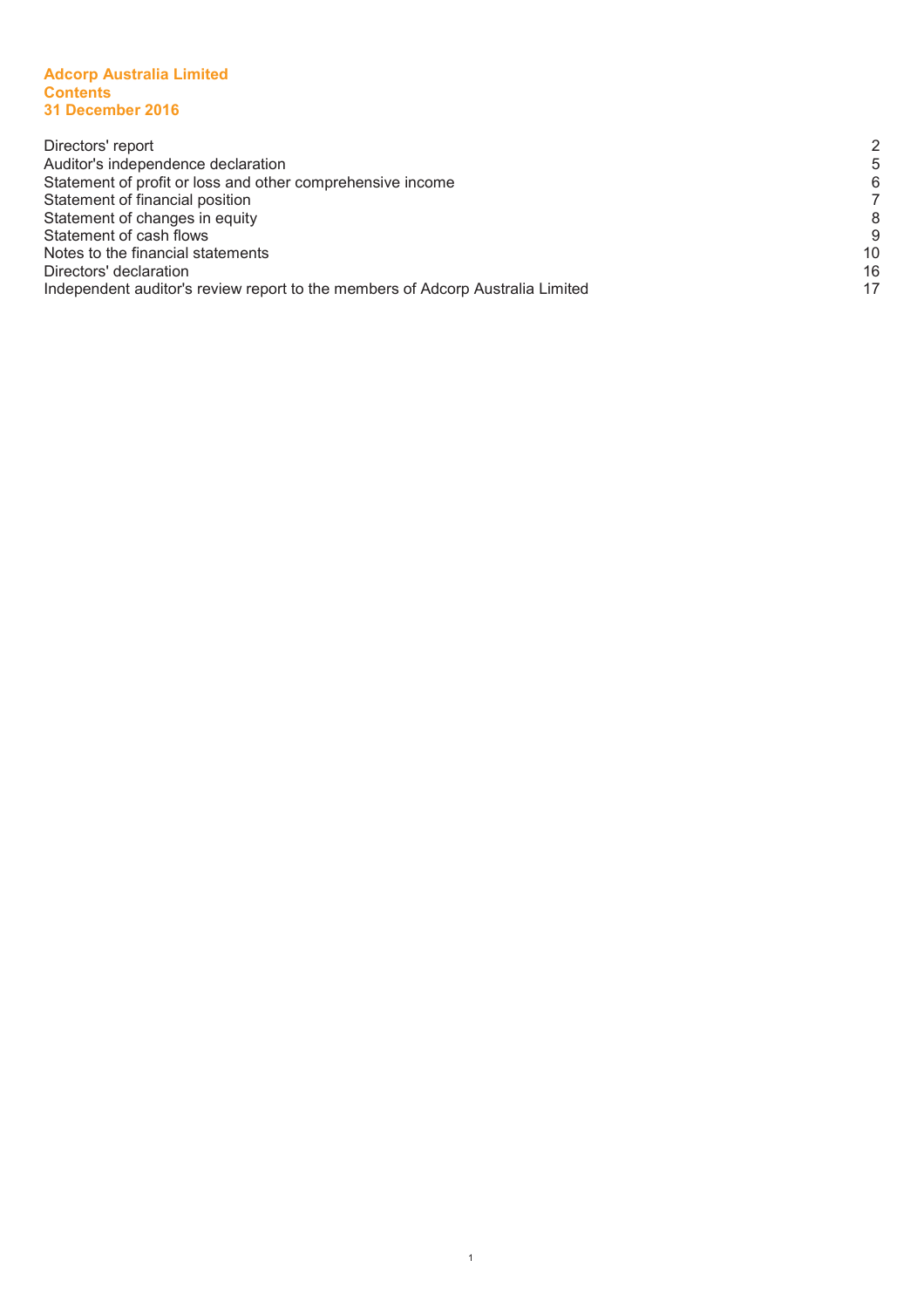**Adcorp Australia Limited**
**Contents**
**31 December 2016**

| | |
|---|---|
| Directors' report | 2 |
| Auditor's independence declaration | 5 |
| Statement of profit or loss and other comprehensive income | 6 |
| Statement of financial position | 7 |
| Statement of changes in equity | 8 |
| Statement of cash flows | 9 |
| Notes to the financial statements | 10 |
| Directors' declaration | 16 |
| Independent auditor's review report to the members of Adcorp Australia Limited | 17 |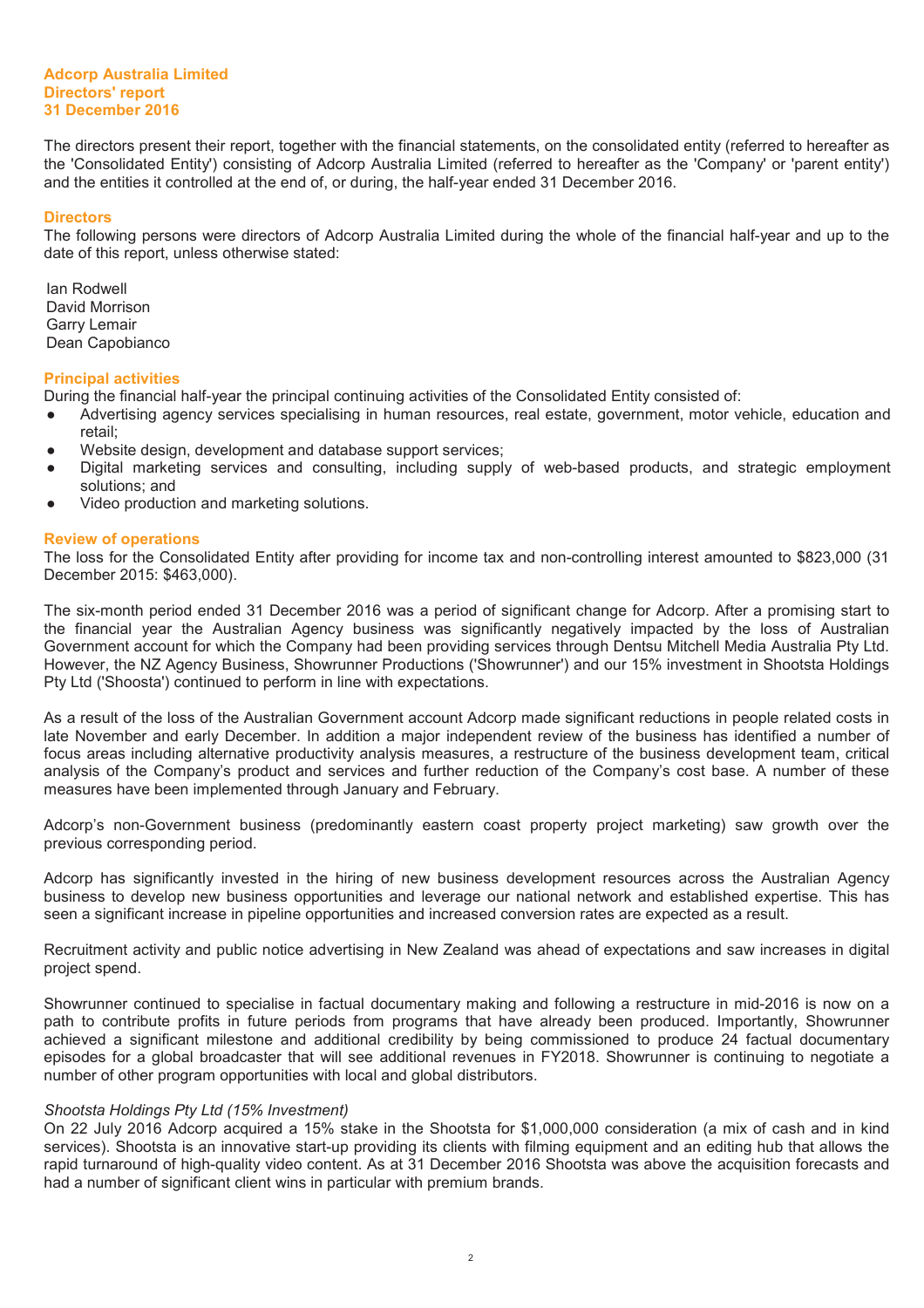**Adcorp Australia Limited**
**Directors' report**
**31 December 2016**

The directors present their report, together with the financial statements, on the consolidated entity (referred to hereafter as the 'Consolidated Entity') consisting of Adcorp Australia Limited (referred to hereafter as the 'Company' or 'parent entity') and the entities it controlled at the end of, or during, the half-year ended 31 December 2016.

## Directors

The following persons were directors of Adcorp Australia Limited during the whole of the financial half-year and up to the date of this report, unless otherwise stated:

Ian Rodwell
David Morrison
Garry Lemair
Dean Capobianco

## Principal activities

During the financial half-year the principal continuing activities of the Consolidated Entity consisted of:

- Advertising agency services specialising in human resources, real estate, government, motor vehicle, education and retail;
- Website design, development and database support services;
- Digital marketing services and consulting, including supply of web-based products, and strategic employment solutions; and
- Video production and marketing solutions.

## Review of operations

The loss for the Consolidated Entity after providing for income tax and non-controlling interest amounted to $823,000 (31 December 2015: $463,000).

The six-month period ended 31 December 2016 was a period of significant change for Adcorp. After a promising start to the financial year the Australian Agency business was significantly negatively impacted by the loss of Australian Government account for which the Company had been providing services through Dentsu Mitchell Media Australia Pty Ltd. However, the NZ Agency Business, Showrunner Productions ('Showrunner') and our 15% investment in Shootsta Holdings Pty Ltd ('Shoosta') continued to perform in line with expectations.

As a result of the loss of the Australian Government account Adcorp made significant reductions in people related costs in late November and early December. In addition a major independent review of the business has identified a number of focus areas including alternative productivity analysis measures, a restructure of the business development team, critical analysis of the Company's product and services and further reduction of the Company's cost base. A number of these measures have been implemented through January and February.

Adcorp's non-Government business (predominantly eastern coast property project marketing) saw growth over the previous corresponding period.

Adcorp has significantly invested in the hiring of new business development resources across the Australian Agency business to develop new business opportunities and leverage our national network and established expertise. This has seen a significant increase in pipeline opportunities and increased conversion rates are expected as a result.

Recruitment activity and public notice advertising in New Zealand was ahead of expectations and saw increases in digital project spend.

Showrunner continued to specialise in factual documentary making and following a restructure in mid-2016 is now on a path to contribute profits in future periods from programs that have already been produced. Importantly, Showrunner achieved a significant milestone and additional credibility by being commissioned to produce 24 factual documentary episodes for a global broadcaster that will see additional revenues in FY2018. Showrunner is continuing to negotiate a number of other program opportunities with local and global distributors.

*Shootsta Holdings Pty Ltd (15% Investment)*

On 22 July 2016 Adcorp acquired a 15% stake in the Shootsta for $1,000,000 consideration (a mix of cash and in kind services). Shootsta is an innovative start-up providing its clients with filming equipment and an editing hub that allows the rapid turnaround of high-quality video content. As at 31 December 2016 Shootsta was above the acquisition forecasts and had a number of significant client wins in particular with premium brands.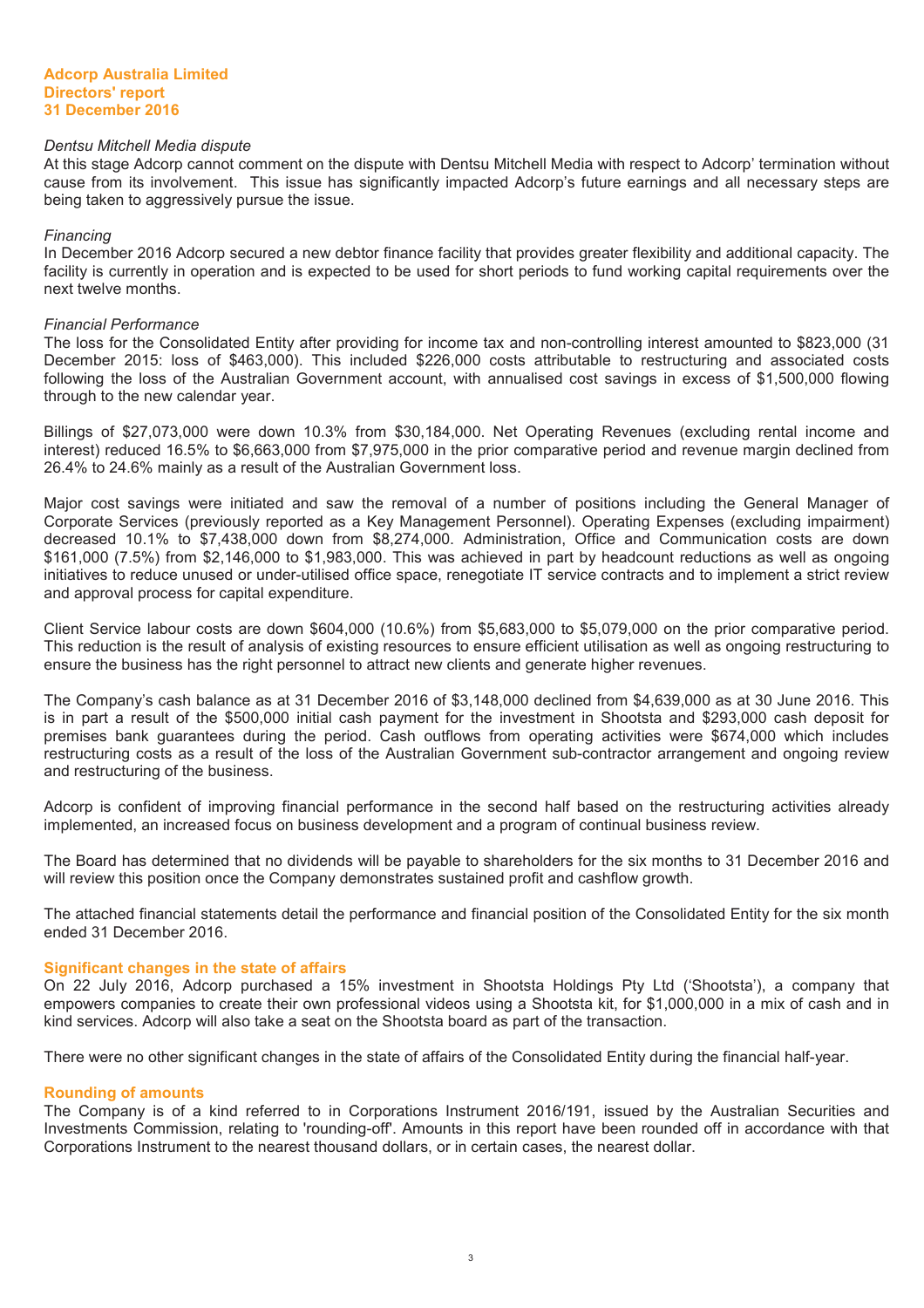**Adcorp Australia Limited**
**Directors' report**
**31 December 2016**

*Dentsu Mitchell Media dispute*

At this stage Adcorp cannot comment on the dispute with Dentsu Mitchell Media with respect to Adcorp' termination without cause from its involvement. This issue has significantly impacted Adcorp's future earnings and all necessary steps are being taken to aggressively pursue the issue.

*Financing*

In December 2016 Adcorp secured a new debtor finance facility that provides greater flexibility and additional capacity. The facility is currently in operation and is expected to be used for short periods to fund working capital requirements over the next twelve months.

*Financial Performance*

The loss for the Consolidated Entity after providing for income tax and non-controlling interest amounted to $823,000 (31 December 2015: loss of $463,000). This included $226,000 costs attributable to restructuring and associated costs following the loss of the Australian Government account, with annualised cost savings in excess of $1,500,000 flowing through to the new calendar year.

Billings of $27,073,000 were down 10.3% from $30,184,000. Net Operating Revenues (excluding rental income and interest) reduced 16.5% to $6,663,000 from $7,975,000 in the prior comparative period and revenue margin declined from 26.4% to 24.6% mainly as a result of the Australian Government loss.

Major cost savings were initiated and saw the removal of a number of positions including the General Manager of Corporate Services (previously reported as a Key Management Personnel). Operating Expenses (excluding impairment) decreased 10.1% to $7,438,000 down from $8,274,000. Administration, Office and Communication costs are down $161,000 (7.5%) from $2,146,000 to $1,983,000. This was achieved in part by headcount reductions as well as ongoing initiatives to reduce unused or under-utilised office space, renegotiate IT service contracts and to implement a strict review and approval process for capital expenditure.

Client Service labour costs are down $604,000 (10.6%) from $5,683,000 to $5,079,000 on the prior comparative period. This reduction is the result of analysis of existing resources to ensure efficient utilisation as well as ongoing restructuring to ensure the business has the right personnel to attract new clients and generate higher revenues.

The Company's cash balance as at 31 December 2016 of $3,148,000 declined from $4,639,000 as at 30 June 2016. This is in part a result of the $500,000 initial cash payment for the investment in Shootsta and $293,000 cash deposit for premises bank guarantees during the period. Cash outflows from operating activities were $674,000 which includes restructuring costs as a result of the loss of the Australian Government sub-contractor arrangement and ongoing review and restructuring of the business.

Adcorp is confident of improving financial performance in the second half based on the restructuring activities already implemented, an increased focus on business development and a program of continual business review.

The Board has determined that no dividends will be payable to shareholders for the six months to 31 December 2016 and will review this position once the Company demonstrates sustained profit and cashflow growth.

The attached financial statements detail the performance and financial position of the Consolidated Entity for the six month ended 31 December 2016.

## Significant changes in the state of affairs

On 22 July 2016, Adcorp purchased a 15% investment in Shootsta Holdings Pty Ltd ('Shootsta'), a company that empowers companies to create their own professional videos using a Shootsta kit, for $1,000,000 in a mix of cash and in kind services. Adcorp will also take a seat on the Shootsta board as part of the transaction.

There were no other significant changes in the state of affairs of the Consolidated Entity during the financial half-year.

## Rounding of amounts

The Company is of a kind referred to in Corporations Instrument 2016/191, issued by the Australian Securities and Investments Commission, relating to 'rounding-off'. Amounts in this report have been rounded off in accordance with that Corporations Instrument to the nearest thousand dollars, or in certain cases, the nearest dollar.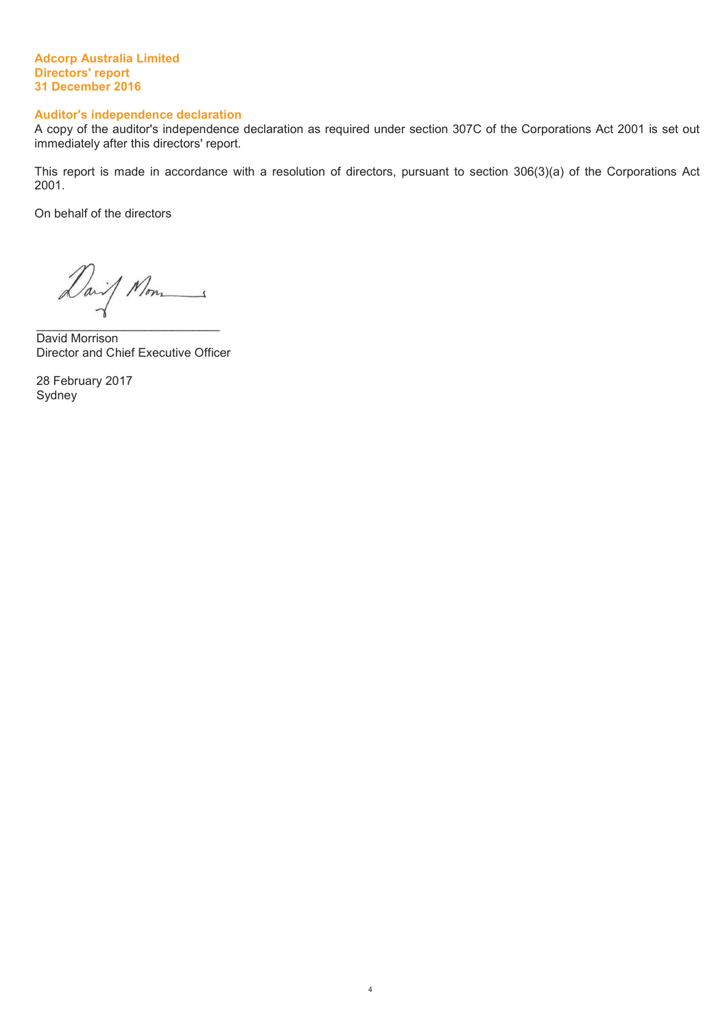Adcorp Australia Limited
Directors' report
31 December 2016

## Auditor's independence declaration

A copy of the auditor's independence declaration as required under section 307C of the Corporations Act 2001 is set out immediately after this directors' report.

This report is made in accordance with a resolution of directors, pursuant to section 306(3)(a) of the Corporations Act 2001.

On behalf of the directors

___________________________
David Morrison
Director and Chief Executive Officer

28 February 2017
Sydney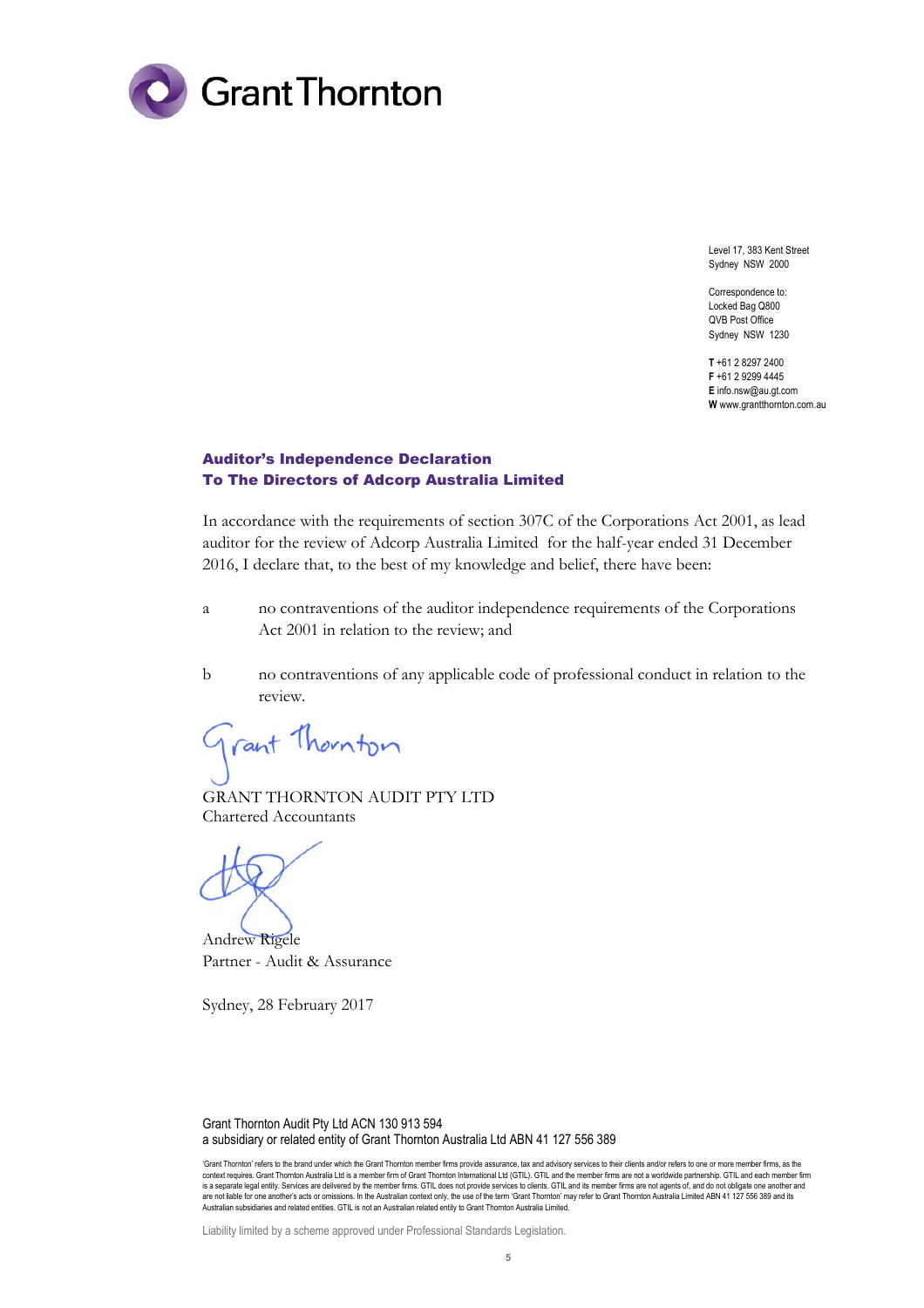Level 17, 383 Kent Street
Sydney NSW 2000

Correspondence to:
Locked Bag Q800
QVB Post Office
Sydney NSW 1230

**T** +61 2 8297 2400
**F** +61 2 9299 4445
**E** info.nsw@au.gt.com
**W** www.grantthornton.com.au

## Auditor's Independence Declaration
## To The Directors of Adcorp Australia Limited

In accordance with the requirements of section 307C of the Corporations Act 2001, as lead auditor for the review of Adcorp Australia Limited for the half-year ended 31 December 2016, I declare that, to the best of my knowledge and belief, there have been:

a no contraventions of the auditor independence requirements of the Corporations Act 2001 in relation to the review; and

b no contraventions of any applicable code of professional conduct in relation to the review.

GRANT THORNTON AUDIT PTY LTD
Chartered Accountants

Andrew Rigele
Partner - Audit & Assurance

Sydney, 28 February 2017

Grant Thornton Audit Pty Ltd ACN 130 913 594
a subsidiary or related entity of Grant Thornton Australia Ltd ABN 41 127 556 389

'Grant Thornton' refers to the brand under which the Grant Thornton member firms provide assurance, tax and advisory services to their clients and/or refers to one or more member firms, as the context requires. Grant Thornton Australia Ltd is a member firm of Grant Thornton International Ltd (GTIL). GTIL and the member firms are not a worldwide partnership. GTIL and each member firm is a separate legal entity. Services are delivered by the member firms. GTIL does not provide services to clients. GTIL and its member firms are not agents of, and do not obligate one another and are not liable for one another's acts or omissions. In the Australian context only, the use of the term 'Grant Thornton' may refer to Grant Thornton Australia Limited ABN 41 127 556 389 and its Australian subsidiaries and related entities. GTIL is not an Australian related entity to Grant Thornton Australia Limited.

Liability limited by a scheme approved under Professional Standards Legislation.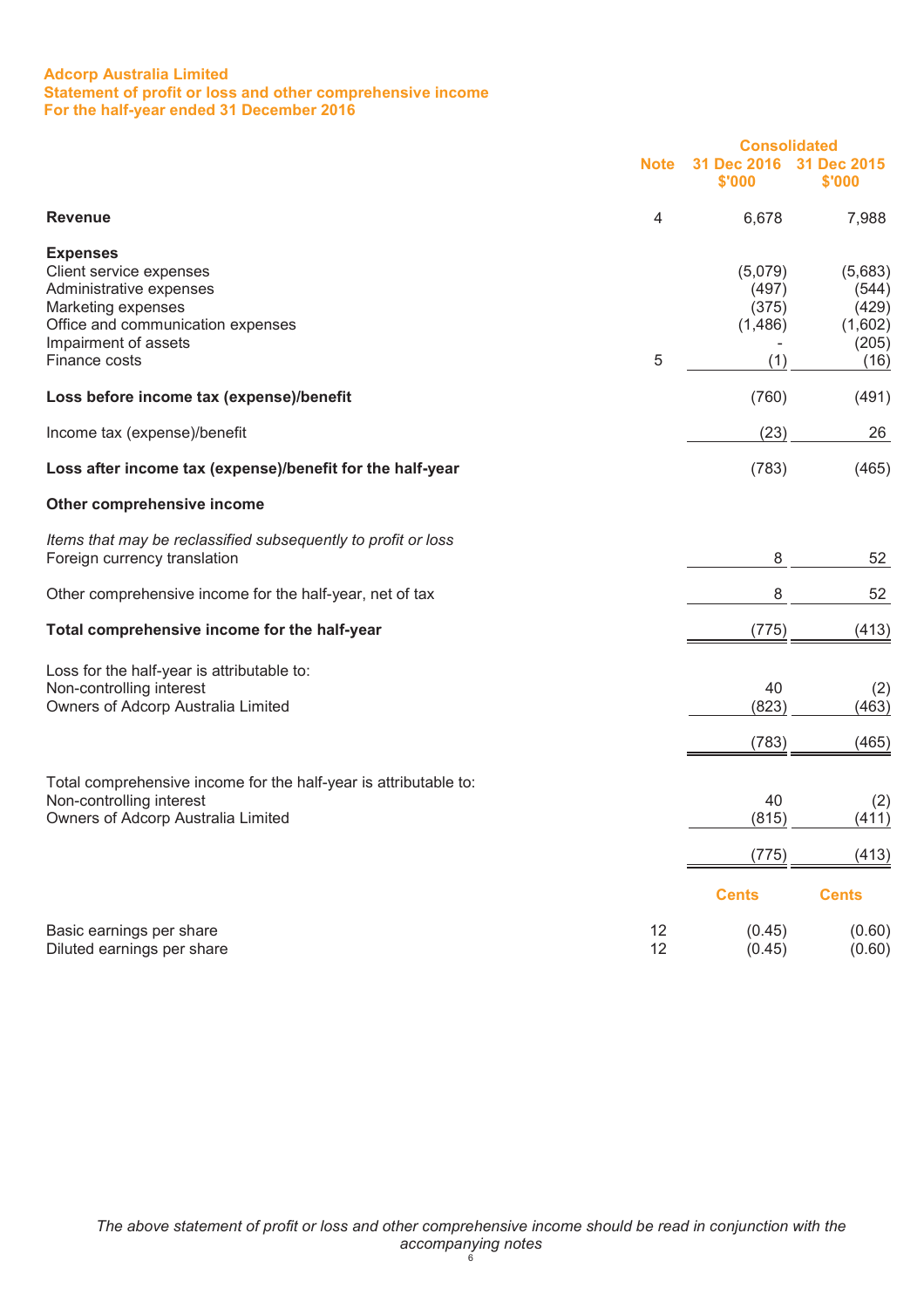**Adcorp Australia Limited**
**Statement of profit or loss and other comprehensive income**
**For the half-year ended 31 December 2016**

| | Note | Consolidated 31 Dec 2016 $'000 | 31 Dec 2015 $'000 |
|---|---|---|---|
| **Revenue** | 4 | 6,678 | 7,988 |
| | | | |
| **Expenses** | | | |
| Client service expenses | | (5,079) | (5,683) |
| Administrative expenses | | (497) | (544) |
| Marketing expenses | | (375) | (429) |
| Office and communication expenses | | (1,486) | (1,602) |
| Impairment of assets | | - | (205) |
| Finance costs | 5 | (1) | (16) |
| | | | |
| **Loss before income tax (expense)/benefit** | | (760) | (491) |
| | | | |
| Income tax (expense)/benefit | | (23) | 26 |
| | | | |
| **Loss after income tax (expense)/benefit for the half-year** | | (783) | (465) |
| | | | |
| **Other comprehensive income** | | | |
| | | | |
| *Items that may be reclassified subsequently to profit or loss* | | | |
| Foreign currency translation | | 8 | 52 |
| | | | |
| Other comprehensive income for the half-year, net of tax | | 8 | 52 |
| | | | |
| **Total comprehensive income for the half-year** | | (775) | (413) |
| | | | |
| Loss for the half-year is attributable to: | | | |
| Non-controlling interest | | 40 | (2) |
| Owners of Adcorp Australia Limited | | (823) | (463) |
| | | (783) | (465) |
| | | | |
| Total comprehensive income for the half-year is attributable to: | | | |
| Non-controlling interest | | 40 | (2) |
| Owners of Adcorp Australia Limited | | (815) | (411) |
| | | (775) | (413) |
| | | | |
| | | **Cents** | **Cents** |
| Basic earnings per share | 12 | (0.45) | (0.60) |
| Diluted earnings per share | 12 | (0.45) | (0.60) |

*The above statement of profit or loss and other comprehensive income should be read in conjunction with the accompanying notes*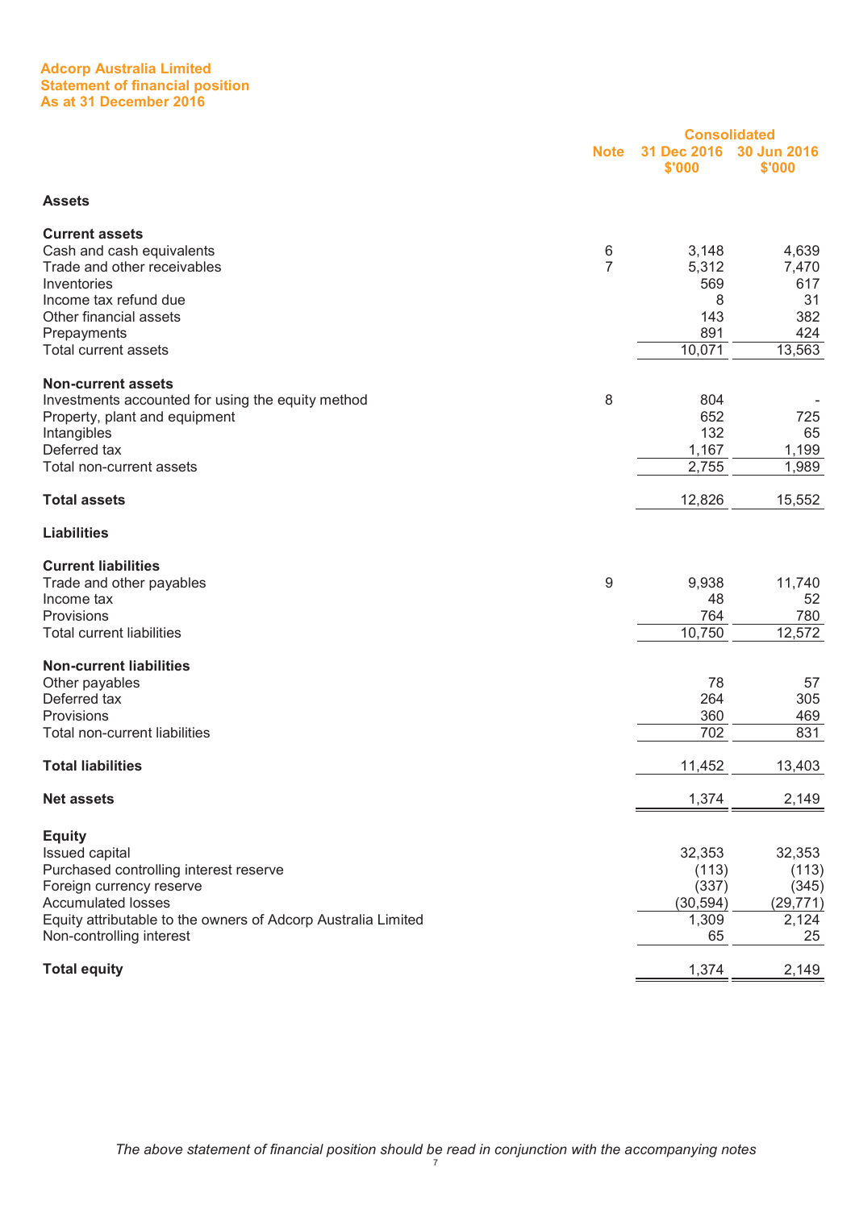# Adcorp Australia Limited
## Statement of financial position
## As at 31 December 2016

| | Note | Consolidated 31 Dec 2016 $'000 | 30 Jun 2016 $'000 |
|---|---|---|---|
| **Assets** | | | |
| **Current assets** | | | |
| Cash and cash equivalents | 6 | 3,148 | 4,639 |
| Trade and other receivables | 7 | 5,312 | 7,470 |
| Inventories | | 569 | 617 |
| Income tax refund due | | 8 | 31 |
| Other financial assets | | 143 | 382 |
| Prepayments | | 891 | 424 |
| Total current assets | | 10,071 | 13,563 |
| **Non-current assets** | | | |
| Investments accounted for using the equity method | 8 | 804 | - |
| Property, plant and equipment | | 652 | 725 |
| Intangibles | | 132 | 65 |
| Deferred tax | | 1,167 | 1,199 |
| Total non-current assets | | 2,755 | 1,989 |
| **Total assets** | | 12,826 | 15,552 |
| **Liabilities** | | | |
| **Current liabilities** | | | |
| Trade and other payables | 9 | 9,938 | 11,740 |
| Income tax | | 48 | 52 |
| Provisions | | 764 | 780 |
| Total current liabilities | | 10,750 | 12,572 |
| **Non-current liabilities** | | | |
| Other payables | | 78 | 57 |
| Deferred tax | | 264 | 305 |
| Provisions | | 360 | 469 |
| Total non-current liabilities | | 702 | 831 |
| **Total liabilities** | | 11,452 | 13,403 |
| **Net assets** | | 1,374 | 2,149 |
| **Equity** | | | |
| Issued capital | | 32,353 | 32,353 |
| Purchased controlling interest reserve | | (113) | (113) |
| Foreign currency reserve | | (337) | (345) |
| Accumulated losses | | (30,594) | (29,771) |
| Equity attributable to the owners of Adcorp Australia Limited | | 1,309 | 2,124 |
| Non-controlling interest | | 65 | 25 |
| **Total equity** | | 1,374 | 2,149 |

*The above statement of financial position should be read in conjunction with the accompanying notes*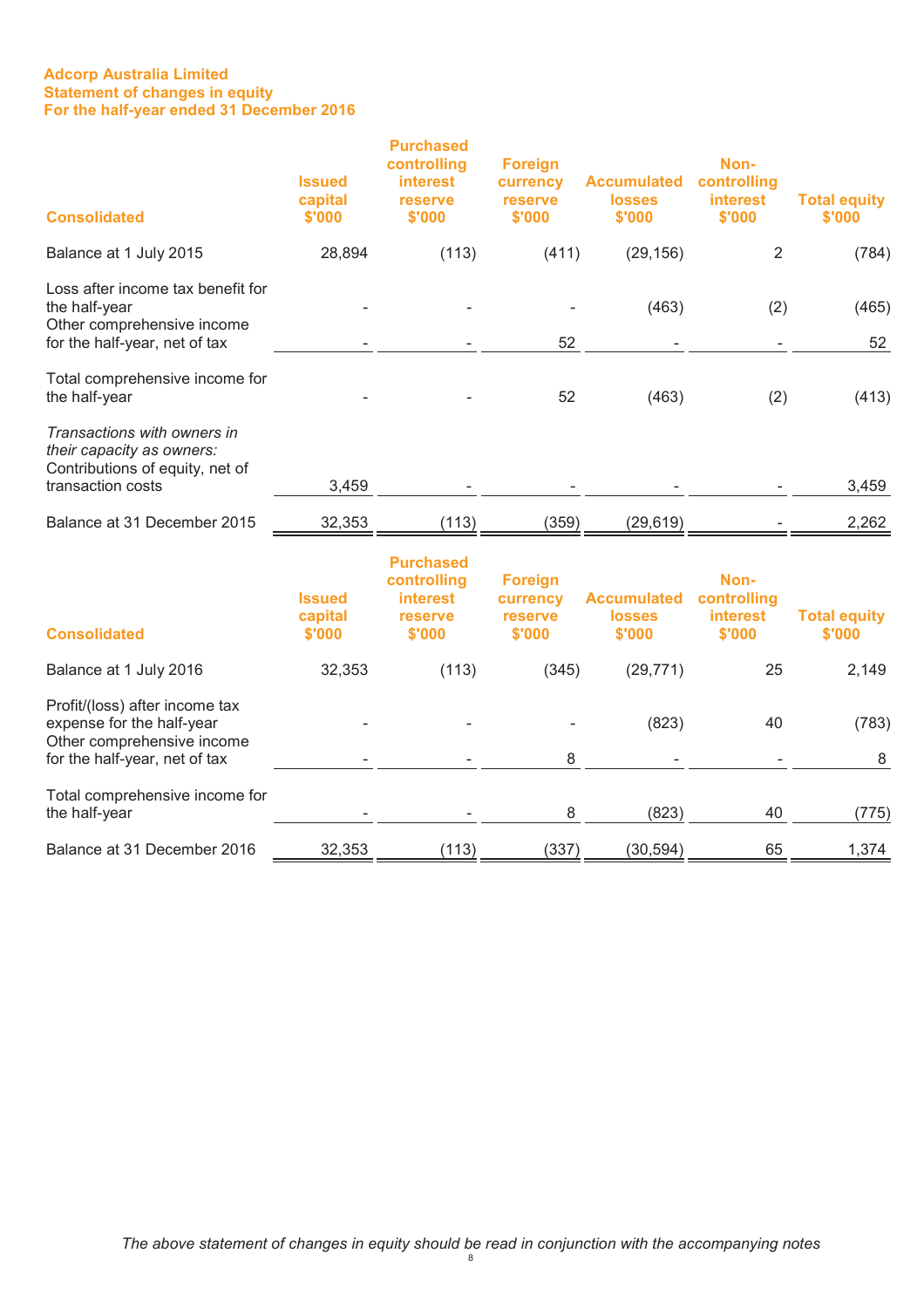**Adcorp Australia Limited**
**Statement of changes in equity**
**For the half-year ended 31 December 2016**

| Consolidated | Issued capital $'000 | Purchased controlling interest reserve $'000 | Foreign currency reserve $'000 | Accumulated losses $'000 | Non-controlling interest $'000 | Total equity $'000 |
|---|---|---|---|---|---|---|
| Balance at 1 July 2015 | 28,894 | (113) | (411) | (29,156) | 2 | (784) |
| Loss after income tax benefit for the half-year | - | - | - | (463) | (2) | (465) |
| Other comprehensive income for the half-year, net of tax | - | - | 52 | - | - | 52 |
| Total comprehensive income for the half-year | - | - | 52 | (463) | (2) | (413) |
| *Transactions with owners in their capacity as owners:* | | | | | | |
| Contributions of equity, net of transaction costs | 3,459 | - | - | - | - | 3,459 |
| Balance at 31 December 2015 | 32,353 | (113) | (359) | (29,619) | - | 2,262 |

| Consolidated | Issued capital $'000 | Purchased controlling interest reserve $'000 | Foreign currency reserve $'000 | Accumulated losses $'000 | Non-controlling interest $'000 | Total equity $'000 |
|---|---|---|---|---|---|---|
| Balance at 1 July 2016 | 32,353 | (113) | (345) | (29,771) | 25 | 2,149 |
| Profit/(loss) after income tax expense for the half-year | - | - | - | (823) | 40 | (783) |
| Other comprehensive income for the half-year, net of tax | - | - | 8 | - | - | 8 |
| Total comprehensive income for the half-year | - | - | 8 | (823) | 40 | (775) |
| Balance at 31 December 2016 | 32,353 | (113) | (337) | (30,594) | 65 | 1,374 |

*The above statement of changes in equity should be read in conjunction with the accompanying notes*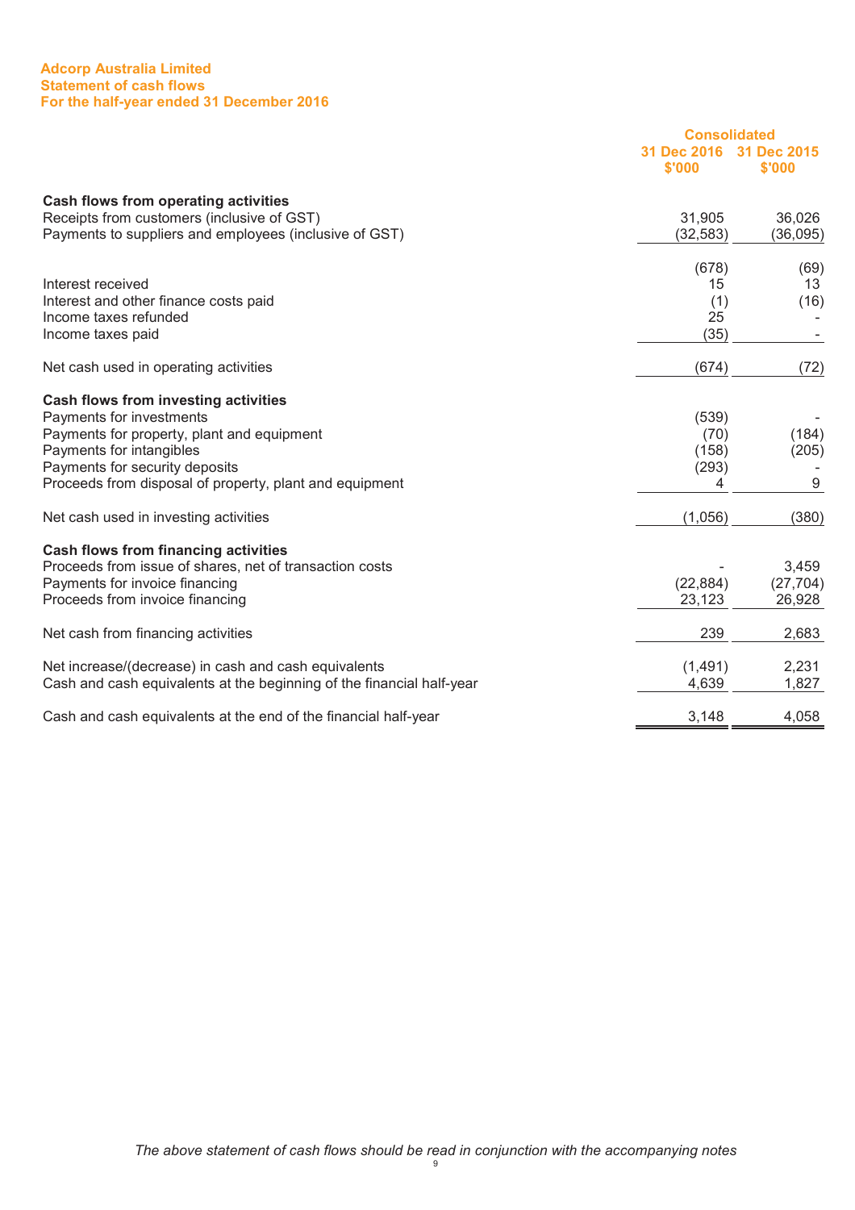# Adcorp Australia Limited
## Statement of cash flows
### For the half-year ended 31 December 2016

| | Consolidated | |
|---|---|---|
| | 31 Dec 2016 $'000 | 31 Dec 2015 $'000 |
| **Cash flows from operating activities** | | |
| Receipts from customers (inclusive of GST) | 31,905 | 36,026 |
| Payments to suppliers and employees (inclusive of GST) | (32,583) | (36,095) |
| | (678) | (69) |
| Interest received | 15 | 13 |
| Interest and other finance costs paid | (1) | (16) |
| Income taxes refunded | 25 | - |
| Income taxes paid | (35) | - |
| Net cash used in operating activities | (674) | (72) |
| **Cash flows from investing activities** | | |
| Payments for investments | (539) | - |
| Payments for property, plant and equipment | (70) | (184) |
| Payments for intangibles | (158) | (205) |
| Payments for security deposits | (293) | - |
| Proceeds from disposal of property, plant and equipment | 4 | 9 |
| Net cash used in investing activities | (1,056) | (380) |
| **Cash flows from financing activities** | | |
| Proceeds from issue of shares, net of transaction costs | - | 3,459 |
| Payments for invoice financing | (22,884) | (27,704) |
| Proceeds from invoice financing | 23,123 | 26,928 |
| Net cash from financing activities | 239 | 2,683 |
| Net increase/(decrease) in cash and cash equivalents | (1,491) | 2,231 |
| Cash and cash equivalents at the beginning of the financial half-year | 4,639 | 1,827 |
| Cash and cash equivalents at the end of the financial half-year | 3,148 | 4,058 |

*The above statement of cash flows should be read in conjunction with the accompanying notes*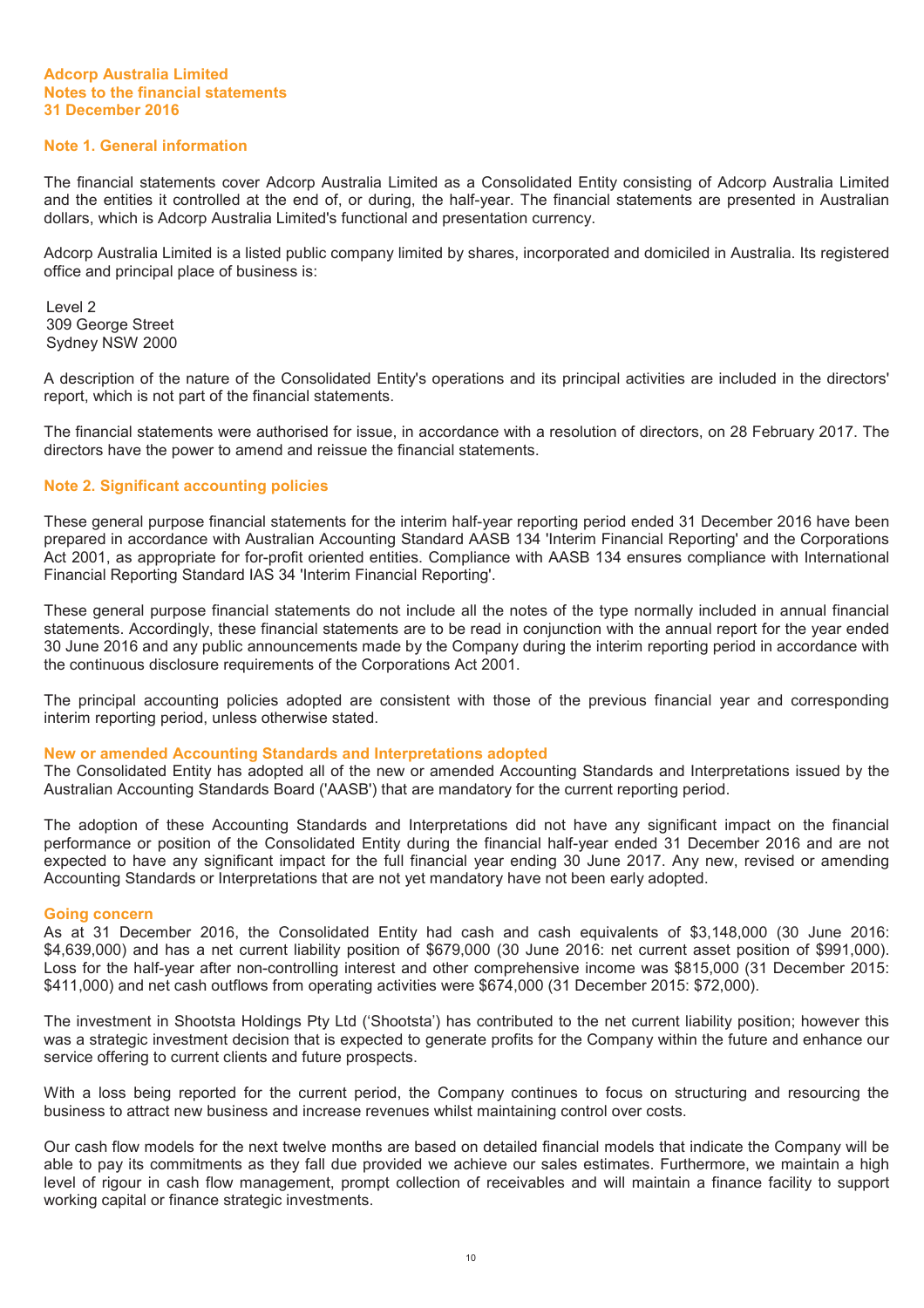**Adcorp Australia Limited**
**Notes to the financial statements**
**31 December 2016**

## Note 1. General information

The financial statements cover Adcorp Australia Limited as a Consolidated Entity consisting of Adcorp Australia Limited and the entities it controlled at the end of, or during, the half-year. The financial statements are presented in Australian dollars, which is Adcorp Australia Limited's functional and presentation currency.

Adcorp Australia Limited is a listed public company limited by shares, incorporated and domiciled in Australia. Its registered office and principal place of business is:

Level 2
309 George Street
Sydney NSW 2000

A description of the nature of the Consolidated Entity's operations and its principal activities are included in the directors' report, which is not part of the financial statements.

The financial statements were authorised for issue, in accordance with a resolution of directors, on 28 February 2017. The directors have the power to amend and reissue the financial statements.

## Note 2. Significant accounting policies

These general purpose financial statements for the interim half-year reporting period ended 31 December 2016 have been prepared in accordance with Australian Accounting Standard AASB 134 'Interim Financial Reporting' and the Corporations Act 2001, as appropriate for for-profit oriented entities. Compliance with AASB 134 ensures compliance with International Financial Reporting Standard IAS 34 'Interim Financial Reporting'.

These general purpose financial statements do not include all the notes of the type normally included in annual financial statements. Accordingly, these financial statements are to be read in conjunction with the annual report for the year ended 30 June 2016 and any public announcements made by the Company during the interim reporting period in accordance with the continuous disclosure requirements of the Corporations Act 2001.

The principal accounting policies adopted are consistent with those of the previous financial year and corresponding interim reporting period, unless otherwise stated.

### New or amended Accounting Standards and Interpretations adopted

The Consolidated Entity has adopted all of the new or amended Accounting Standards and Interpretations issued by the Australian Accounting Standards Board ('AASB') that are mandatory for the current reporting period.

The adoption of these Accounting Standards and Interpretations did not have any significant impact on the financial performance or position of the Consolidated Entity during the financial half-year ended 31 December 2016 and are not expected to have any significant impact for the full financial year ending 30 June 2017. Any new, revised or amending Accounting Standards or Interpretations that are not yet mandatory have not been early adopted.

### Going concern

As at 31 December 2016, the Consolidated Entity had cash and cash equivalents of $3,148,000 (30 June 2016: $4,639,000) and has a net current liability position of $679,000 (30 June 2016: net current asset position of $991,000). Loss for the half-year after non-controlling interest and other comprehensive income was $815,000 (31 December 2015: $411,000) and net cash outflows from operating activities were $674,000 (31 December 2015: $72,000).

The investment in Shootsta Holdings Pty Ltd ('Shootsta') has contributed to the net current liability position; however this was a strategic investment decision that is expected to generate profits for the Company within the future and enhance our service offering to current clients and future prospects.

With a loss being reported for the current period, the Company continues to focus on structuring and resourcing the business to attract new business and increase revenues whilst maintaining control over costs.

Our cash flow models for the next twelve months are based on detailed financial models that indicate the Company will be able to pay its commitments as they fall due provided we achieve our sales estimates. Furthermore, we maintain a high level of rigour in cash flow management, prompt collection of receivables and will maintain a finance facility to support working capital or finance strategic investments.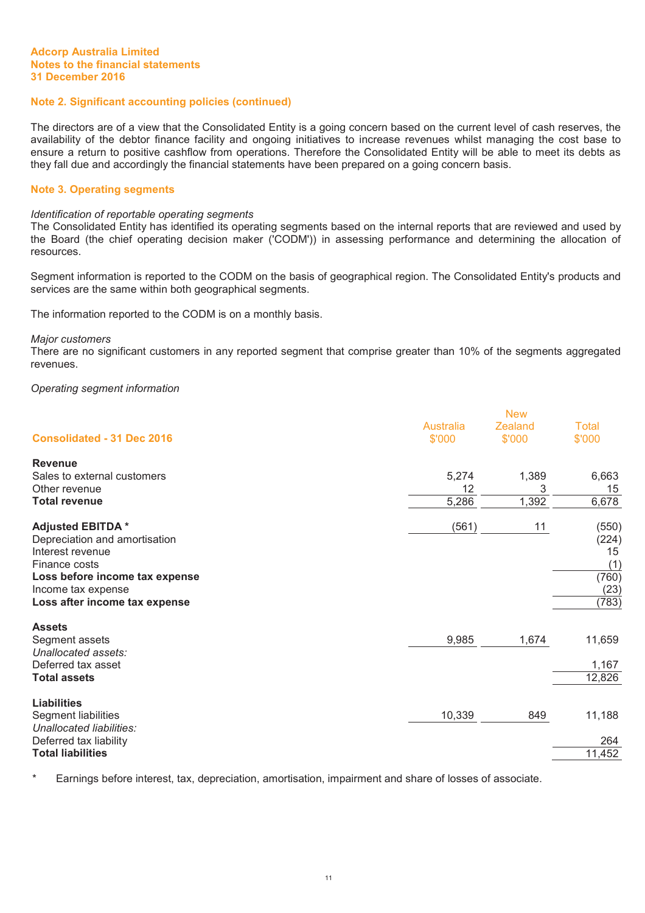Adcorp Australia Limited
Notes to the financial statements
31 December 2016

## Note 2. Significant accounting policies (continued)

The directors are of a view that the Consolidated Entity is a going concern based on the current level of cash reserves, the availability of the debtor finance facility and ongoing initiatives to increase revenues whilst managing the cost base to ensure a return to positive cashflow from operations. Therefore the Consolidated Entity will be able to meet its debts as they fall due and accordingly the financial statements have been prepared on a going concern basis.

## Note 3. Operating segments

*Identification of reportable operating segments*
The Consolidated Entity has identified its operating segments based on the internal reports that are reviewed and used by the Board (the chief operating decision maker ('CODM')) in assessing performance and determining the allocation of resources.

Segment information is reported to the CODM on the basis of geographical region. The Consolidated Entity's products and services are the same within both geographical segments.

The information reported to the CODM is on a monthly basis.

*Major customers*
There are no significant customers in any reported segment that comprise greater than 10% of the segments aggregated revenues.

*Operating segment information*

| Consolidated - 31 Dec 2016 | Australia $'000 | New Zealand $'000 | Total $'000 |
|---|---|---|---|
| **Revenue** | | | |
| Sales to external customers | 5,274 | 1,389 | 6,663 |
| Other revenue | 12 | 3 | 15 |
| **Total revenue** | 5,286 | 1,392 | 6,678 |
| | | | |
| **Adjusted EBITDA *** | (561) | 11 | (550) |
| Depreciation and amortisation | | | (224) |
| Interest revenue | | | 15 |
| Finance costs | | | (1) |
| **Loss before income tax expense** | | | (760) |
| Income tax expense | | | (23) |
| **Loss after income tax expense** | | | (783) |
| | | | |
| **Assets** | | | |
| Segment assets | 9,985 | 1,674 | 11,659 |
| *Unallocated assets:* | | | |
| Deferred tax asset | | | 1,167 |
| **Total assets** | | | 12,826 |
| | | | |
| **Liabilities** | | | |
| Segment liabilities | 10,339 | 849 | 11,188 |
| *Unallocated liabilities:* | | | |
| Deferred tax liability | | | 264 |
| **Total liabilities** | | | 11,452 |

* Earnings before interest, tax, depreciation, amortisation, impairment and share of losses of associate.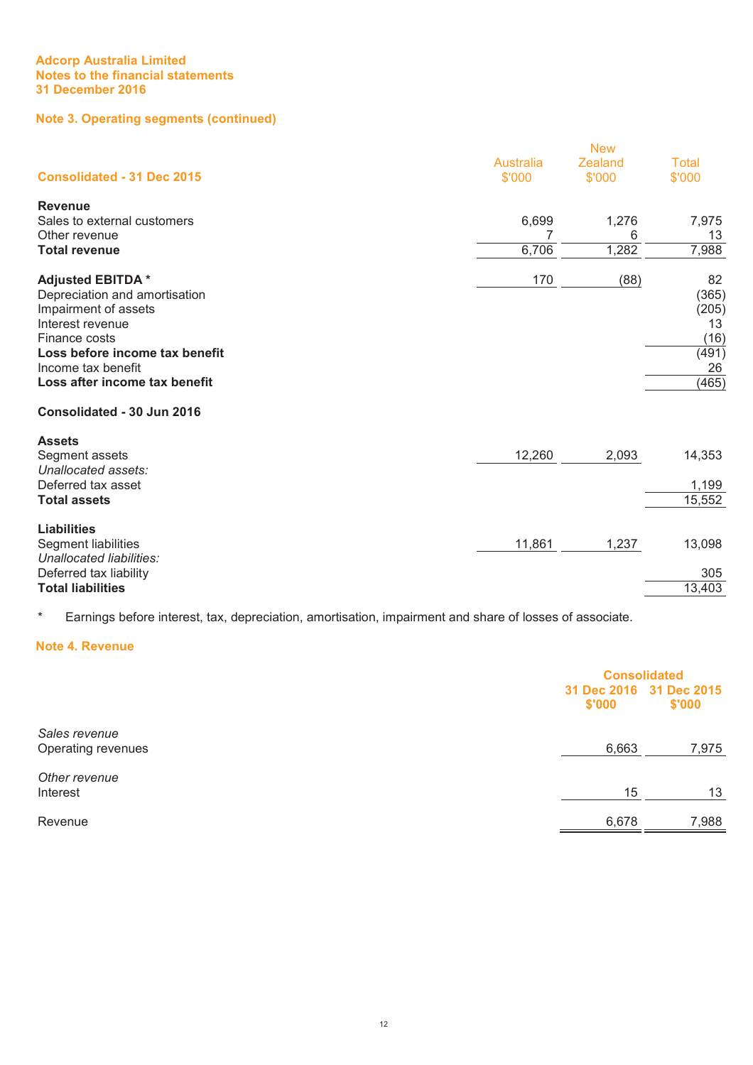## Note 3. Operating segments (continued)

| Consolidated - 31 Dec 2015 | Australia $'000 | New Zealand $'000 | Total $'000 |
|---|---|---|---|
| **Revenue** | | | |
| Sales to external customers | 6,699 | 1,276 | 7,975 |
| Other revenue | 7 | 6 | 13 |
| **Total revenue** | 6,706 | 1,282 | 7,988 |
| | | | |
| **Adjusted EBITDA *** | 170 | (88) | 82 |
| Depreciation and amortisation | | | (365) |
| Impairment of assets | | | (205) |
| Interest revenue | | | 13 |
| Finance costs | | | (16) |
| **Loss before income tax benefit** | | | (491) |
| Income tax benefit | | | 26 |
| **Loss after income tax benefit** | | | (465) |
| | | | |
| **Consolidated - 30 Jun 2016** | | | |
| | | | |
| **Assets** | | | |
| Segment assets | 12,260 | 2,093 | 14,353 |
| *Unallocated assets:* | | | |
| Deferred tax asset | | | 1,199 |
| **Total assets** | | | 15,552 |
| | | | |
| **Liabilities** | | | |
| Segment liabilities | 11,861 | 1,237 | 13,098 |
| *Unallocated liabilities:* | | | |
| Deferred tax liability | | | 305 |
| **Total liabilities** | | | 13,403 |

\* Earnings before interest, tax, depreciation, amortisation, impairment and share of losses of associate.

## Note 4. Revenue

| | Consolidated 31 Dec 2016 $'000 | Consolidated 31 Dec 2015 $'000 |
|---|---|---|
| *Sales revenue* | | |
| Operating revenues | 6,663 | 7,975 |
| | | |
| *Other revenue* | | |
| Interest | 15 | 13 |
| | | |
| Revenue | 6,678 | 7,988 |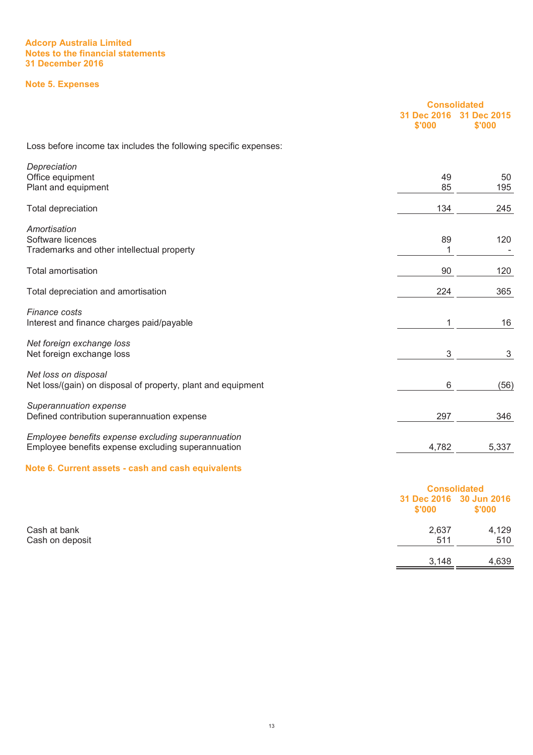## Note 5. Expenses

| | Consolidated | |
|---|---|---|
| | 31 Dec 2016 $'000 | 31 Dec 2015 $'000 |
| Loss before income tax includes the following specific expenses: | | |
| *Depreciation* | | |
| Office equipment | 49 | 50 |
| Plant and equipment | 85 | 195 |
| Total depreciation | 134 | 245 |
| *Amortisation* | | |
| Software licences | 89 | 120 |
| Trademarks and other intellectual property | 1 | - |
| Total amortisation | 90 | 120 |
| Total depreciation and amortisation | 224 | 365 |
| *Finance costs* | | |
| Interest and finance charges paid/payable | 1 | 16 |
| *Net foreign exchange loss* | | |
| Net foreign exchange loss | 3 | 3 |
| *Net loss on disposal* | | |
| Net loss/(gain) on disposal of property, plant and equipment | 6 | (56) |
| *Superannuation expense* | | |
| Defined contribution superannuation expense | 297 | 346 |
| *Employee benefits expense excluding superannuation* | | |
| Employee benefits expense excluding superannuation | 4,782 | 5,337 |

## Note 6. Current assets - cash and cash equivalents

| | Consolidated | |
|---|---|---|
| | 31 Dec 2016 $'000 | 30 Jun 2016 $'000 |
| Cash at bank | 2,637 | 4,129 |
| Cash on deposit | 511 | 510 |
| | 3,148 | 4,639 |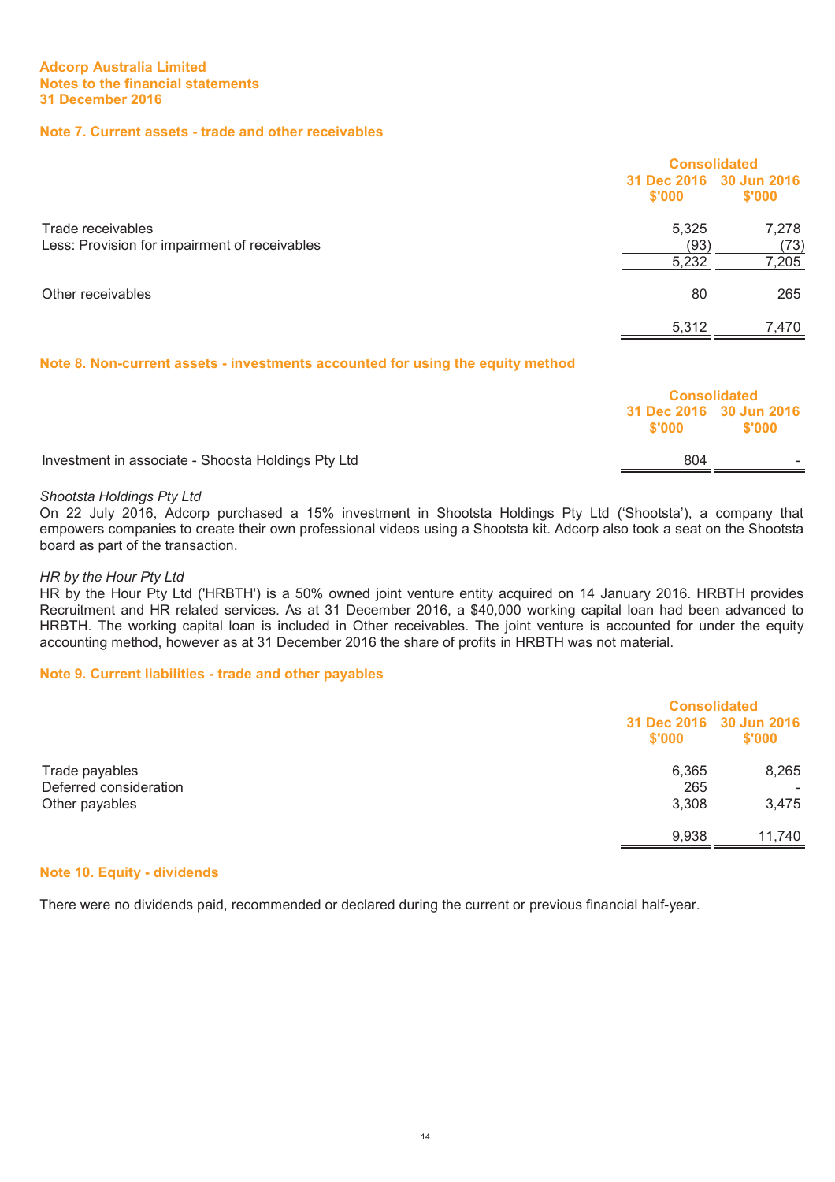**Adcorp Australia Limited**
**Notes to the financial statements**
**31 December 2016**

## Note 7. Current assets - trade and other receivables

| | Consolidated | |
|---|---|---|
| | 31 Dec 2016 $'000 | 30 Jun 2016 $'000 |
| Trade receivables | 5,325 | 7,278 |
| Less: Provision for impairment of receivables | (93) | (73) |
| | 5,232 | 7,205 |
| Other receivables | 80 | 265 |
| | 5,312 | 7,470 |

## Note 8. Non-current assets - investments accounted for using the equity method

| | Consolidated | |
|---|---|---|
| | 31 Dec 2016 $'000 | 30 Jun 2016 $'000 |
| Investment in associate - Shoosta Holdings Pty Ltd | 804 | - |

*Shootsta Holdings Pty Ltd*
On 22 July 2016, Adcorp purchased a 15% investment in Shootsta Holdings Pty Ltd ('Shootsta'), a company that empowers companies to create their own professional videos using a Shootsta kit. Adcorp also took a seat on the Shootsta board as part of the transaction.

*HR by the Hour Pty Ltd*
HR by the Hour Pty Ltd ('HRBTH') is a 50% owned joint venture entity acquired on 14 January 2016. HRBTH provides Recruitment and HR related services. As at 31 December 2016, a $40,000 working capital loan had been advanced to HRBTH. The working capital loan is included in Other receivables. The joint venture is accounted for under the equity accounting method, however as at 31 December 2016 the share of profits in HRBTH was not material.

## Note 9. Current liabilities - trade and other payables

| | Consolidated | |
|---|---|---|
| | 31 Dec 2016 $'000 | 30 Jun 2016 $'000 |
| Trade payables | 6,365 | 8,265 |
| Deferred consideration | 265 | - |
| Other payables | 3,308 | 3,475 |
| | 9,938 | 11,740 |

## Note 10. Equity - dividends

There were no dividends paid, recommended or declared during the current or previous financial half-year.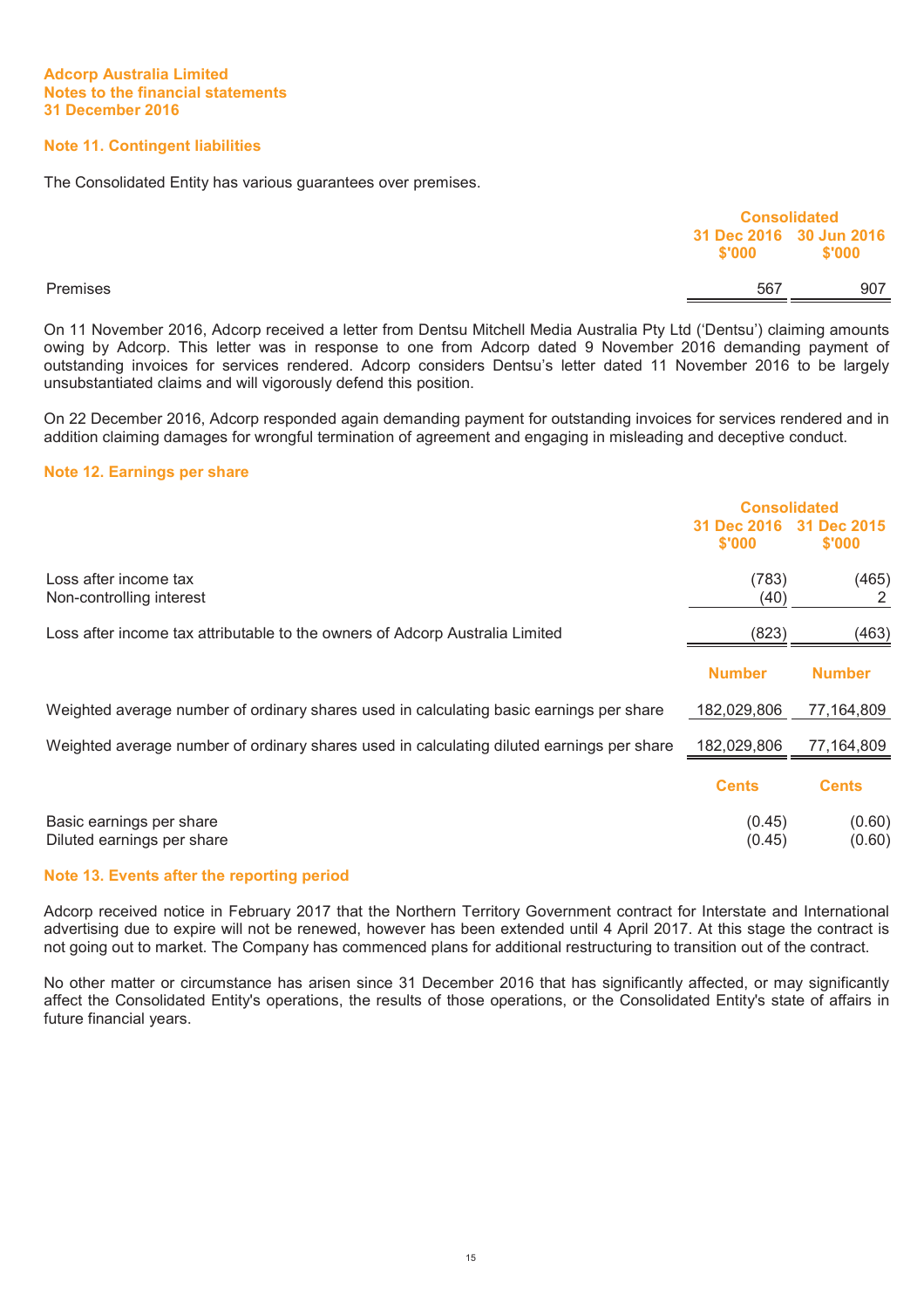**Adcorp Australia Limited**
**Notes to the financial statements**
**31 December 2016**

## Note 11. Contingent liabilities

The Consolidated Entity has various guarantees over premises.

| | Consolidated | |
|---|---|---|
| | 31 Dec 2016 $'000 | 30 Jun 2016 $'000 |
| Premises | 567 | 907 |

On 11 November 2016, Adcorp received a letter from Dentsu Mitchell Media Australia Pty Ltd ('Dentsu') claiming amounts owing by Adcorp. This letter was in response to one from Adcorp dated 9 November 2016 demanding payment of outstanding invoices for services rendered. Adcorp considers Dentsu's letter dated 11 November 2016 to be largely unsubstantiated claims and will vigorously defend this position.

On 22 December 2016, Adcorp responded again demanding payment for outstanding invoices for services rendered and in addition claiming damages for wrongful termination of agreement and engaging in misleading and deceptive conduct.

## Note 12. Earnings per share

| | Consolidated | |
|---|---|---|
| | 31 Dec 2016 $'000 | 31 Dec 2015 $'000 |
| Loss after income tax | (783) | (465) |
| Non-controlling interest | (40) | 2 |
| Loss after income tax attributable to the owners of Adcorp Australia Limited | (823) | (463) |
| | **Number** | **Number** |
| Weighted average number of ordinary shares used in calculating basic earnings per share | 182,029,806 | 77,164,809 |
| Weighted average number of ordinary shares used in calculating diluted earnings per share | 182,029,806 | 77,164,809 |
| | **Cents** | **Cents** |
| Basic earnings per share | (0.45) | (0.60) |
| Diluted earnings per share | (0.45) | (0.60) |

## Note 13. Events after the reporting period

Adcorp received notice in February 2017 that the Northern Territory Government contract for Interstate and International advertising due to expire will not be renewed, however has been extended until 4 April 2017. At this stage the contract is not going out to market. The Company has commenced plans for additional restructuring to transition out of the contract.

No other matter or circumstance has arisen since 31 December 2016 that has significantly affected, or may significantly affect the Consolidated Entity's operations, the results of those operations, or the Consolidated Entity's state of affairs in future financial years.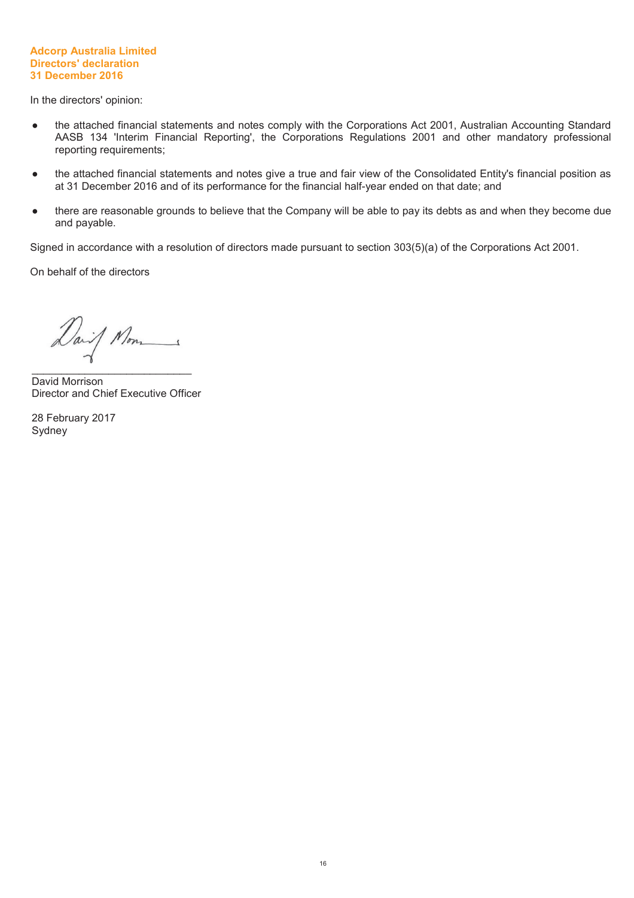**Adcorp Australia Limited**
**Directors' declaration**
**31 December 2016**

In the directors' opinion:

- the attached financial statements and notes comply with the Corporations Act 2001, Australian Accounting Standard AASB 134 'Interim Financial Reporting', the Corporations Regulations 2001 and other mandatory professional reporting requirements;
- the attached financial statements and notes give a true and fair view of the Consolidated Entity's financial position as at 31 December 2016 and of its performance for the financial half-year ended on that date; and
- there are reasonable grounds to believe that the Company will be able to pay its debts as and when they become due and payable.

Signed in accordance with a resolution of directors made pursuant to section 303(5)(a) of the Corporations Act 2001.

On behalf of the directors

___________________________
David Morrison
Director and Chief Executive Officer

28 February 2017
Sydney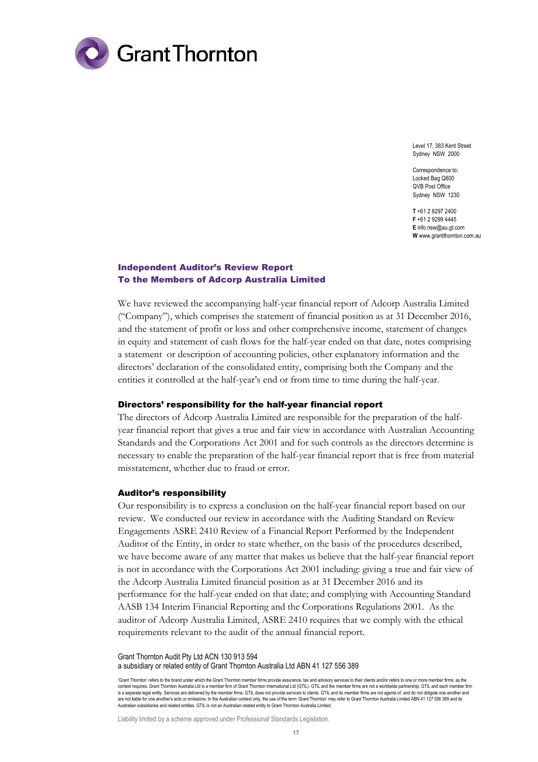Grant Thornton

Level 17, 383 Kent Street
Sydney NSW 2000

Correspondence to:
Locked Bag Q800
QVB Post Office
Sydney NSW 1230

**T** +61 2 8297 2400
**F** +61 2 9299 4445
**E** info.nsw@au.gt.com
**W** www.grantthornton.com.au

## Independent Auditor's Review Report
## To the Members of Adcorp Australia Limited

We have reviewed the accompanying half-year financial report of Adcorp Australia Limited ("Company"), which comprises the statement of financial position as at 31 December 2016, and the statement of profit or loss and other comprehensive income, statement of changes in equity and statement of cash flows for the half-year ended on that date, notes comprising a statement or description of accounting policies, other explanatory information and the directors' declaration of the consolidated entity, comprising both the Company and the entities it controlled at the half-year's end or from time to time during the half-year.

### Directors' responsibility for the half-year financial report

The directors of Adcorp Australia Limited are responsible for the preparation of the half-year financial report that gives a true and fair view in accordance with Australian Accounting Standards and the Corporations Act 2001 and for such controls as the directors determine is necessary to enable the preparation of the half-year financial report that is free from material misstatement, whether due to fraud or error.

### Auditor's responsibility

Our responsibility is to express a conclusion on the half-year financial report based on our review. We conducted our review in accordance with the Auditing Standard on Review Engagements ASRE 2410 Review of a Financial Report Performed by the Independent Auditor of the Entity, in order to state whether, on the basis of the procedures described, we have become aware of any matter that makes us believe that the half-year financial report is not in accordance with the Corporations Act 2001 including: giving a true and fair view of the Adcorp Australia Limited financial position as at 31 December 2016 and its performance for the half-year ended on that date; and complying with Accounting Standard AASB 134 Interim Financial Reporting and the Corporations Regulations 2001. As the auditor of Adcorp Australia Limited, ASRE 2410 requires that we comply with the ethical requirements relevant to the audit of the annual financial report.

Grant Thornton Audit Pty Ltd ACN 130 913 594
a subsidiary or related entity of Grant Thornton Australia Ltd ABN 41 127 556 389

'Grant Thornton' refers to the brand under which the Grant Thornton member firms provide assurance, tax and advisory services to their clients and/or refers to one or more member firms, as the context requires. Grant Thornton Australia Ltd is a member firm of Grant Thornton International Ltd (GTIL). GTIL and the member firms are not a worldwide partnership. GTIL and each member firm is a separate legal entity. Services are delivered by the member firms. GTIL does not provide services to clients. GTIL and its member firms are not agents of, and do not obligate one another and are not liable for one another's acts or omissions. In the Australian context only, the use of the term 'Grant Thornton' may refer to Grant Thornton Australia Limited ABN 41 127 556 389 and its Australian subsidiaries and related entities. GTIL is not an Australian related entity to Grant Thornton Australia Limited.

Liability limited by a scheme approved under Professional Standards Legislation.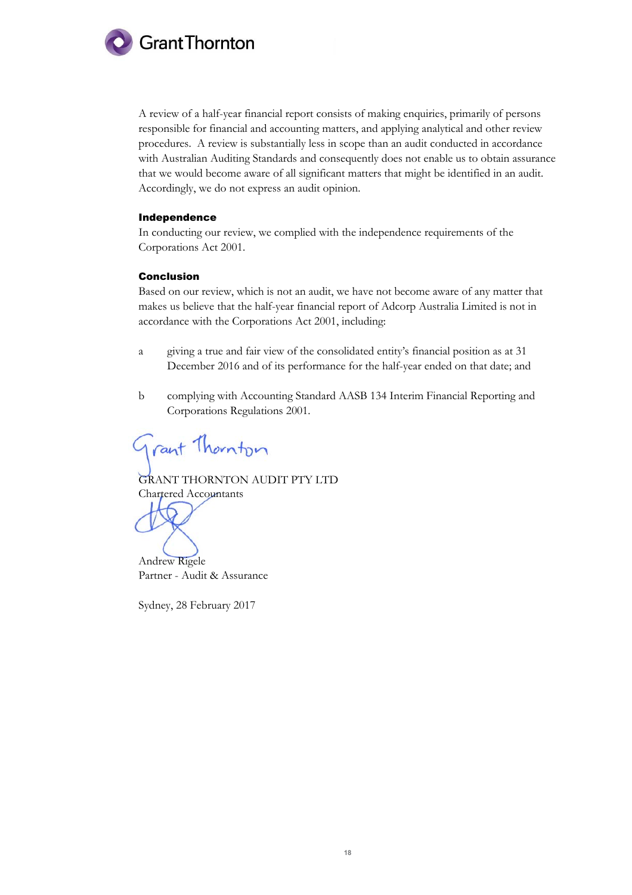A review of a half-year financial report consists of making enquiries, primarily of persons responsible for financial and accounting matters, and applying analytical and other review procedures. A review is substantially less in scope than an audit conducted in accordance with Australian Auditing Standards and consequently does not enable us to obtain assurance that we would become aware of all significant matters that might be identified in an audit. Accordingly, we do not express an audit opinion.

**Independence**

In conducting our review, we complied with the independence requirements of the Corporations Act 2001.

**Conclusion**

Based on our review, which is not an audit, we have not become aware of any matter that makes us believe that the half-year financial report of Adcorp Australia Limited is not in accordance with the Corporations Act 2001, including:

a giving a true and fair view of the consolidated entity's financial position as at 31 December 2016 and of its performance for the half-year ended on that date; and

b complying with Accounting Standard AASB 134 Interim Financial Reporting and Corporations Regulations 2001.

GRANT THORNTON AUDIT PTY LTD
Chartered Accountants

Andrew Rigele
Partner - Audit & Assurance

Sydney, 28 February 2017